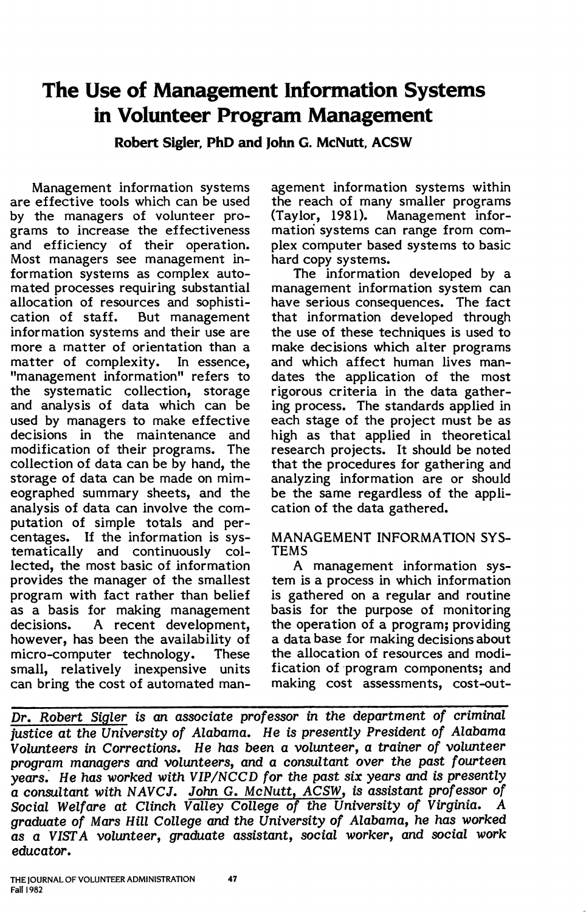# The Use of Management Information Systems in Volunteer Program Management

**Robert Sigler, PhD and John G. McNutt, ACSW**

Management information systems are effective tools which can be used by the managers of volunteer programs to increase the effectiveness and efficiency of their operation. Most managers see management information systems as complex automated processes requiring substantial allocation of resources and sophistication of staff. But management information systems and their use are more a matter of orientation than a matter of complexity. In essence, "management information" refers to the systematic collection, storage and analysis of data which can be used by managers to make effective decisions in the maintenance and modification of their programs. The collection of data can be by hand, the storage of data can be made on mimeographed summary sheets, and the analysis of data can involve the computation of simple totals and percentages. If the information is systematically and continuously collected, the most basic of information provides the manager of the smallest program with fact rather than belief as a basis for making management decisions. A recent development, however, has been the availability of micro-computer technology. These small, relatively inexpensive units can bring the cost of automated management information systems within the reach of many smaller programs (Taylor, 1981). Management information systems can range from complex computer based systems to basic hard copy systems.

The information developed by a management information system can have serious consequences. The fact that information developed through the use of these techniques is used to make decisions which alter programs and which affect human lives mandates the application of the most rigorous criteria in the data gathering process. The standards applied in each stage of the project must be as high as that applied in theoretical research projects. It should be noted that the procedures for gathering and analyzing information are or should be the same regardless of the application of the data gathered.

## MANAGEMENT INFORMATION SYSTEMS

A management information system is a process in which information is gathered on a regular and routine basis for the purpose of monitoring the operation of a program; providing a data base for making decisions about the allocation of resources and modification of program components; and making cost assessments, cost-out-

---

*Dr. Robert Sigler is an associate professor in the department of criminal justice at the University of Alabama. He is presently President of Alabama Volunteers in Corrections. He has been a volunteer, a trainer of volunteer program managers and volunteers, and a consultant over the past fourteen years. He has worked with VIP/NCCD for the past six years and is presently a consultant with NAVCJ. John G. McNutt, ACSW, is assistant professor of Social Welfare at Clinch Valley College of the University of Virginia. A graduate of Mars Hill College and the University of Alabama, he has worked as a VISTA volunteer, graduate assistant, social worker, and social work educator.*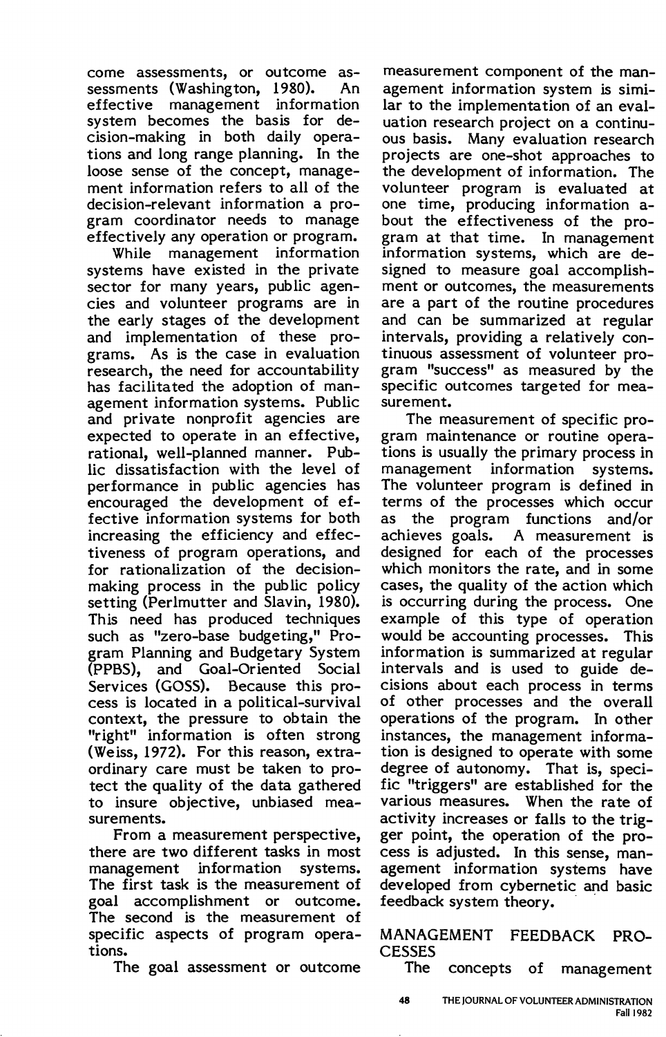come assessments, or outcome assessments (Washington, 1980). An effective management information system becomes the basis for decision-making in both daily operations and long range planning. In the loose sense of the concept, management information refers to all of the decision-relevant information a program coordinator needs to manage effectively any operation or program.

While management information systems have existed in the private sector for many years, public agencies and volunteer programs are in the early stages of the development and implementation of these programs. As is the case in evaluation research, the need for accountability has facilitated the adoption of management information systems. Public and private nonprofit agencies are expected to operate in an effective, rational, well-planned manner. Public dissatisfaction with the level of performance in public agencies has encouraged the development of effective information systems for both increasing the efficiency and effectiveness of program operations, and for rationalization of the decision-making process in the public policy setting (Perlmutter and Slavin, 1980). This need has produced techniques such as "zero-base budgeting," Program Planning and Budgetary System (PPBS), and Goal-Oriented Social Services (GOSS). Because this process is located in a political-survival context, the pressure to obtain the "right" information is often strong (Weiss, 1972). For this reason, extraordinary care must be taken to protect the quality of the data gathered to insure objective, unbiased measurements.

From a measurement perspective, there are two different tasks in most management information systems. The first task is the measurement of goal accomplishment or outcome. The second is the measurement of specific aspects of program operations.

The goal assessment or outcome measurement component of the management information system is similar to the implementation of an evaluation research project on a continuous basis. Many evaluation research projects are one-shot approaches to the development of information. The volunteer program is evaluated at one time, producing information about the effectiveness of the program at that time. In management information systems, which are designed to measure goal accomplishment or outcomes, the measurements are a part of the routine procedures and can be summarized at regular intervals, providing a relatively continuous assessment of volunteer program "success" as measured by the specific outcomes targeted for measurement.

The measurement of specific program maintenance or routine operations is usually the primary process in management information systems. The volunteer program is defined in terms of the processes which occur as the program functions and/or achieves goals. A measurement is designed for each of the processes which monitors the rate, and in some cases, the quality of the action which is occurring during the process. One example of this type of operation would be accounting processes. This information is summarized at regular intervals and is used to guide decisions about each process in terms of other processes and the overall operations of the program. In other instances, the management information is designed to operate with some degree of autonomy. That is, specific "triggers" are established for the various measures. When the rate of activity increases or falls to the trigger point, the operation of the process is adjusted. In this sense, management information systems have developed from cybernetic and basic feedback system theory.

## MANAGEMENT FEEDBACK PROCESSES

The concepts of management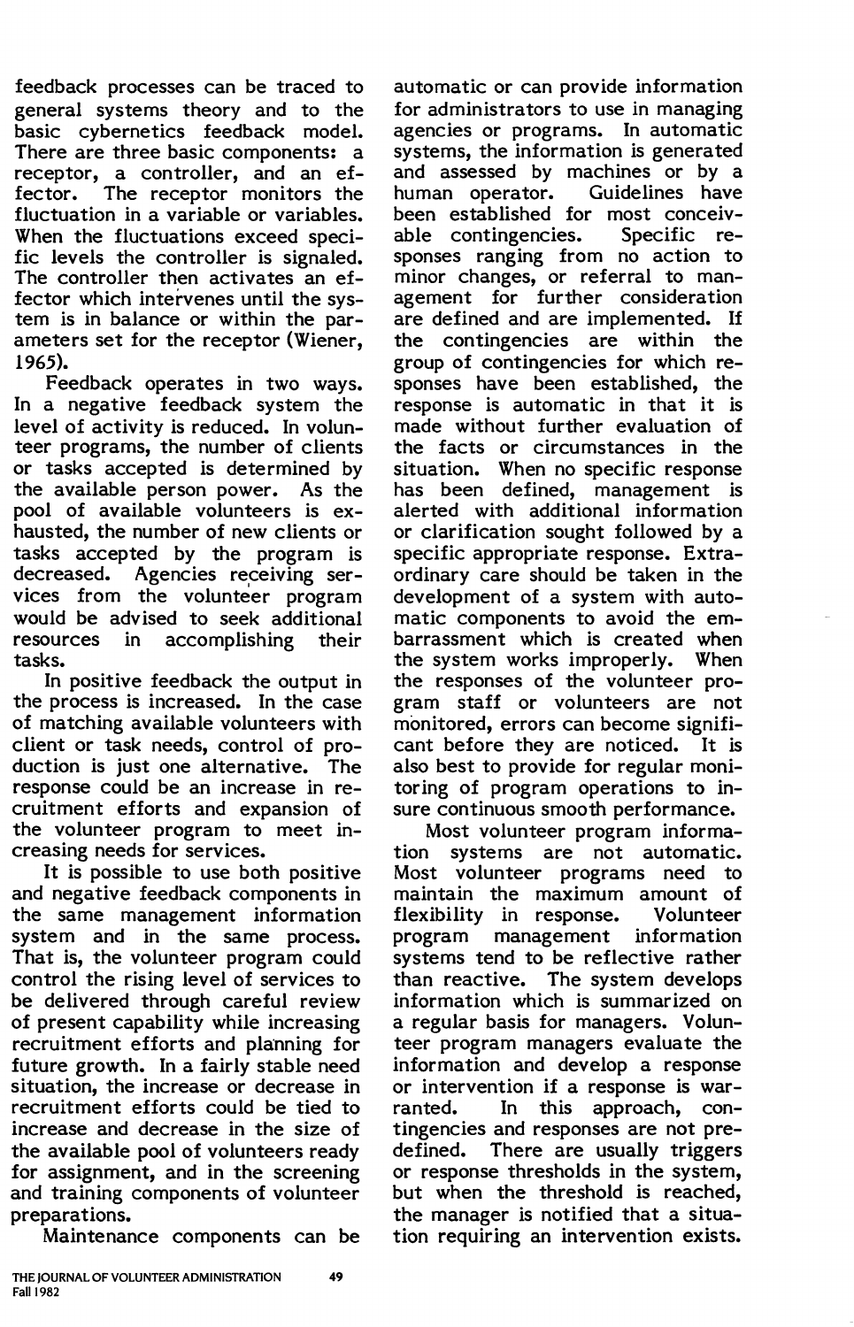feedback processes can be traced to general systems theory and to the basic cybernetics feedback model. There are three basic components: a receptor, a controller, and an effector. The receptor monitors the fluctuation in a variable or variables. When the fluctuations exceed specific levels the controller is signaled. The controller then activates an effector which intervenes until the system is in balance or within the parameters set for the receptor (Wiener, 1965).

Feedback operates in two ways. In a negative feedback system the level of activity is reduced. In volunteer programs, the number of clients or tasks accepted is determined by the available person power. As the pool of available volunteers is exhausted, the number of new clients or tasks accepted by the program is decreased. Agencies receiving services from the volunteer program would be advised to seek additional resources in accomplishing their tasks.

In positive feedback the output in the process is increased. In the case of matching available volunteers with client or task needs, control of production is just one alternative. The response could be an increase in recruitment efforts and expansion of the volunteer program to meet increasing needs for services.

It is possible to use both positive and negative feedback components in the same management information system and in the same process. That is, the volunteer program could control the rising level of services to be delivered through careful review of present capability while increasing recruitment efforts and planning for future growth. In a fairly stable need situation, the increase or decrease in recruitment efforts could be tied to increase and decrease in the size of the available pool of volunteers ready for assignment, and in the screening and training components of volunteer preparations.

Maintenance components can be automatic or can provide information for administrators to use in managing agencies or programs. In automatic systems, the information is generated and assessed by machines or by a human operator. Guidelines have been established for most conceivable contingencies. Specific responses ranging from no action to minor changes, or referral to management for further consideration are defined and are implemented. If the contingencies are within the group of contingencies for which responses have been established, the response is automatic in that it is made without further evaluation of the facts or circumstances in the situation. When no specific response has been defined, management is alerted with additional information or clarification sought followed by a specific appropriate response. Extraordinary care should be taken in the development of a system with automatic components to avoid the embarrassment which is created when the system works improperly. When the responses of the volunteer program staff or volunteers are not monitored, errors can become significant before they are noticed. It is also best to provide for regular monitoring of program operations to insure continuous smooth performance.

Most volunteer program information systems are not automatic. Most volunteer programs need to maintain the maximum amount of flexibility in response. Volunteer program management information systems tend to be reflective rather than reactive. The system develops information which is summarized on a regular basis for managers. Volunteer program managers evaluate the information and develop a response or intervention if a response is warranted. In this approach, contingencies and responses are not predefined. There are usually triggers or response thresholds in the system, but when the threshold is reached, the manager is notified that a situation requiring an intervention exists.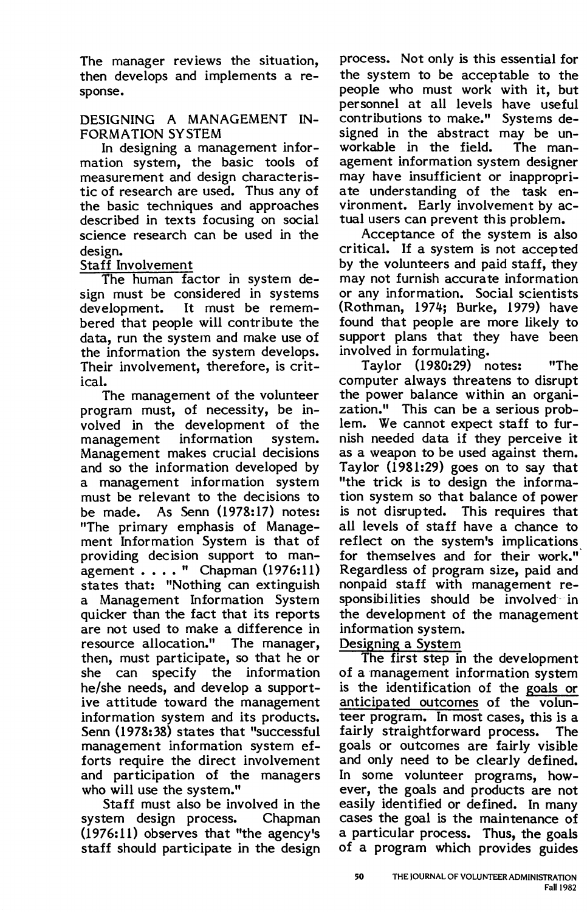The manager reviews the situation, then develops and implements a response.

## DESIGNING A MANAGEMENT INFORMATION SYSTEM

In designing a management information system, the basic tools of measurement and design characteristic of research are used. Thus any of the basic techniques and approaches described in texts focusing on social science research can be used in the design.

### Staff Involvement

The human factor in system design must be considered in systems development. It must be remembered that people will contribute the data, run the system and make use of the information the system develops. Their involvement, therefore, is critical.

The management of the volunteer program must, of necessity, be involved in the development of the management information system. Management makes crucial decisions and so the information developed by a management information system must be relevant to the decisions to be made. As Senn (1978:17) notes: "The primary emphasis of Management Information System is that of providing decision support to management . . . . " Chapman (1976:11) states that: "Nothing can extinguish a Management Information System quicker than the fact that its reports are not used to make a difference in resource allocation." The manager, then, must participate, so that he or she can specify the information he/she needs, and develop a supportive attitude toward the management information system and its products. Senn (1978:38) states that "successful management information system efforts require the direct involvement and participation of the managers who will use the system."

Staff must also be involved in the system design process. Chapman (1976:11) observes that "the agency's staff should participate in the design process. Not only is this essential for the system to be acceptable to the people who must work with it, but personnel at all levels have useful contributions to make." Systems designed in the abstract may be unworkable in the field. The management information system designer may have insufficient or inappropriate understanding of the task environment. Early involvement by actual users can prevent this problem.

Acceptance of the system is also critical. If a system is not accepted by the volunteers and paid staff, they may not furnish accurate information or any information. Social scientists (Rothman, 1974; Burke, 1979) have found that people are more likely to support plans that they have been involved in formulating.

Taylor (1980:29) notes: "The computer always threatens to disrupt the power balance within an organization." This can be a serious problem. We cannot expect staff to furnish needed data if they perceive it as a weapon to be used against them. Taylor (1981:29) goes on to say that "the trick is to design the information system so that balance of power is not disrupted. This requires that all levels of staff have a chance to reflect on the system's implications for themselves and for their work." Regardless of program size, paid and nonpaid staff with management responsibilities should be involved in the development of the management information system.

### Designing a System

The first step in the development of a management information system is the identification of the goals or anticipated outcomes of the volunteer program. In most cases, this is a fairly straightforward process. The goals or outcomes are fairly visible and only need to be clearly defined. In some volunteer programs, however, the goals and products are not easily identified or defined. In many cases the goal is the maintenance of a particular process. Thus, the goals of a program which provides guides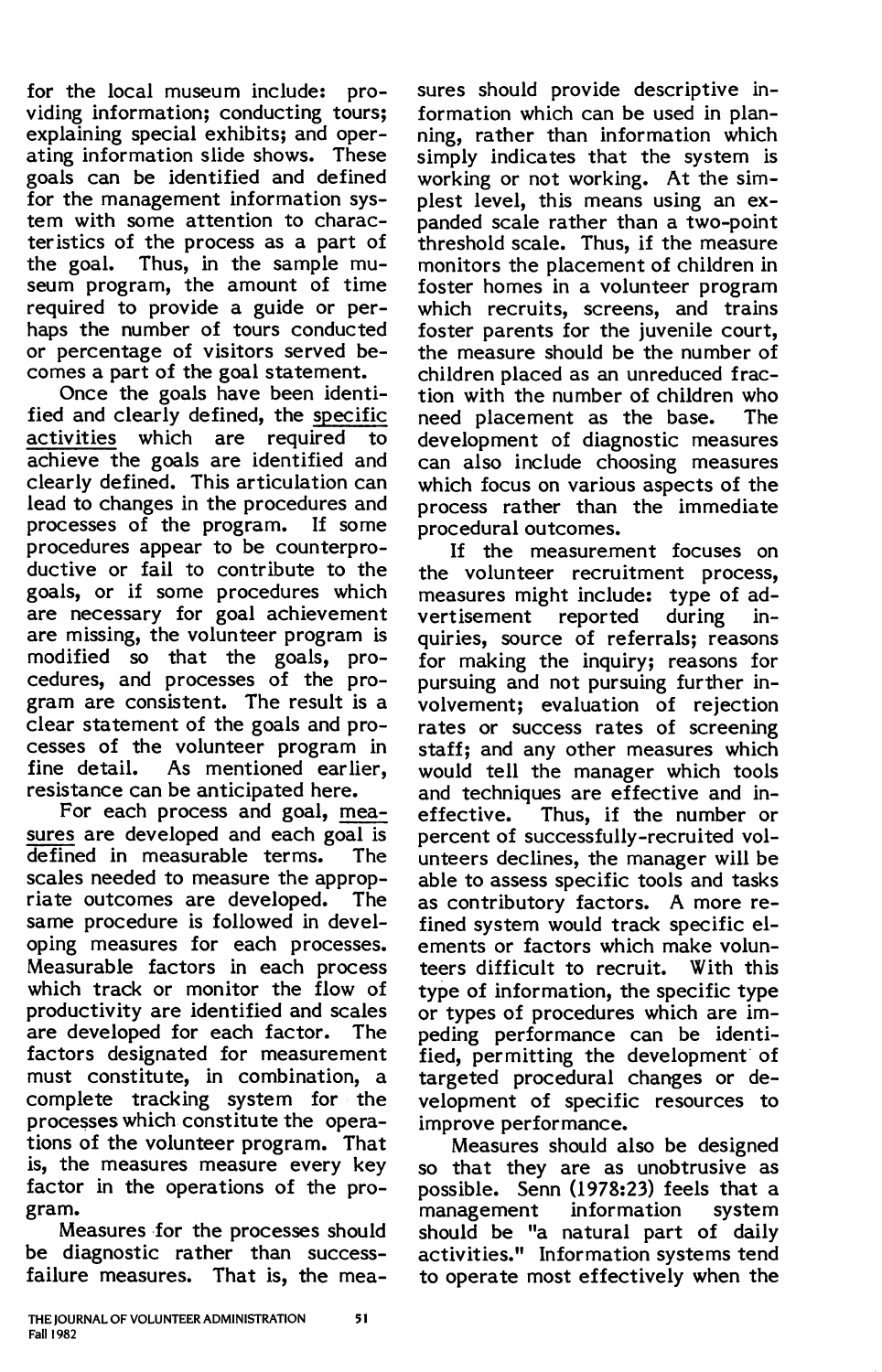for the local museum include: providing information; conducting tours; explaining special exhibits; and operating information slide shows. These goals can be identified and defined for the management information system with some attention to characteristics of the process as a part of the goal. Thus, in the sample museum program, the amount of time required to provide a guide or perhaps the number of tours conducted or percentage of visitors served becomes a part of the goal statement.

Once the goals have been identified and clearly defined, the <u>specific activities</u> which are required to achieve the goals are identified and clearly defined. This articulation can lead to changes in the procedures and processes of the program. If some procedures appear to be counterproductive or fail to contribute to the goals, or if some procedures which are necessary for goal achievement are missing, the volunteer program is modified so that the goals, procedures, and processes of the program are consistent. The result is a clear statement of the goals and processes of the volunteer program in fine detail. As mentioned earlier, resistance can be anticipated here.

For each process and goal, <u>measures</u> are developed and each goal is defined in measurable terms. The scales needed to measure the appropriate outcomes are developed. The same procedure is followed in developing measures for each processes. Measurable factors in each process which track or monitor the flow of productivity are identified and scales are developed for each factor. The factors designated for measurement must constitute, in combination, a complete tracking system for the processes which constitute the operations of the volunteer program. That is, the measures measure every key factor in the operations of the program.

Measures for the processes should be diagnostic rather than success-failure measures. That is, the measures should provide descriptive information which can be used in planning, rather than information which simply indicates that the system is working or not working. At the simplest level, this means using an expanded scale rather than a two-point threshold scale. Thus, if the measure monitors the placement of children in foster homes in a volunteer program which recruits, screens, and trains foster parents for the juvenile court, the measure should be the number of children placed as an unreduced fraction with the number of children who need placement as the base. The development of diagnostic measures can also include choosing measures which focus on various aspects of the process rather than the immediate procedural outcomes.

If the measurement focuses on the volunteer recruitment process, measures might include: type of advertisement reported during inquiries, source of referrals; reasons for making the inquiry; reasons for pursuing and not pursuing further involvement; evaluation of rejection rates or success rates of screening staff; and any other measures which would tell the manager which tools and techniques are effective and ineffective. Thus, if the number or percent of successfully-recruited volunteers declines, the manager will be able to assess specific tools and tasks as contributory factors. A more refined system would track specific elements or factors which make volunteers difficult to recruit. With this type of information, the specific type or types of procedures which are impeding performance can be identified, permitting the development of targeted procedural changes or development of specific resources to improve performance.

Measures should also be designed so that they are as unobtrusive as possible. Senn (1978:23) feels that a management information system should be "a natural part of daily activities." Information systems tend to operate most effectively when the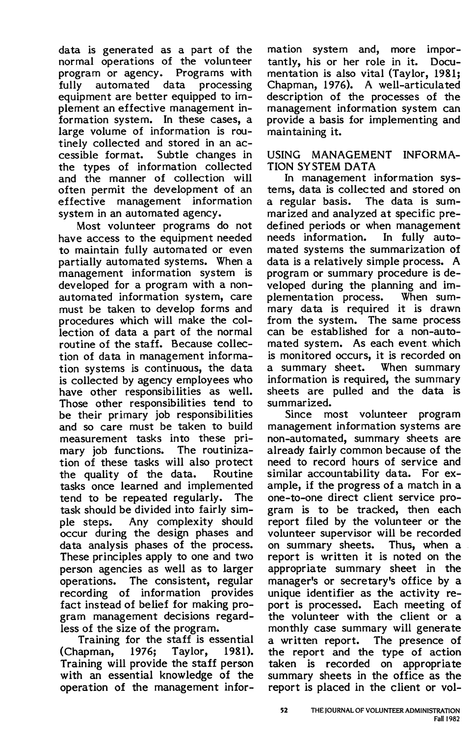data is generated as a part of the normal operations of the volunteer program or agency. Programs with fully automated data processing equipment are better equipped to implement an effective management information system. In these cases, a large volume of information is routinely collected and stored in an accessible format. Subtle changes in the types of information collected and the manner of collection will often permit the development of an effective management information system in an automated agency.

Most volunteer programs do not have access to the equipment needed to maintain fully automated or even partially automated systems. When a management information system is developed for a program with a non-automated information system, care must be taken to develop forms and procedures which will make the collection of data a part of the normal routine of the staff. Because collection of data in management information systems is continuous, the data is collected by agency employees who have other responsibilities as well. Those other responsibilities tend to be their primary job responsibilities and so care must be taken to build measurement tasks into these primary job functions. The routinization of these tasks will also protect the quality of the data. Routine tasks once learned and implemented tend to be repeated regularly. The task should be divided into fairly simple steps. Any complexity should occur during the design phases and data analysis phases of the process. These principles apply to one and two person agencies as well as to larger operations. The consistent, regular recording of information provides fact instead of belief for making program management decisions regardless of the size of the program.

Training for the staff is essential (Chapman, 1976; Taylor, 1981). Training will provide the staff person with an essential knowledge of the operation of the management information system and, more importantly, his or her role in it. Documentation is also vital (Taylor, 1981; Chapman, 1976). A well-articulated description of the processes of the management information system can provide a basis for implementing and maintaining it.

## USING MANAGEMENT INFORMATION SYSTEM DATA

In management information systems, data is collected and stored on a regular basis. The data is summarized and analyzed at specific predefined periods or when management needs information. In fully automated systems the summarization of data is a relatively simple process. A program or summary procedure is developed during the planning and implementation process. When summary data is required it is drawn from the system. The same process can be established for a non-automated system. As each event which is monitored occurs, it is recorded on a summary sheet. When summary information is required, the summary sheets are pulled and the data is summarized.

Since most volunteer program management information systems are non-automated, summary sheets are already fairly common because of the need to record hours of service and similar accountability data. For example, if the progress of a match in a one-to-one direct client service program is to be tracked, then each report filed by the volunteer or the volunteer supervisor will be recorded on summary sheets. Thus, when a report is written it is noted on the appropriate summary sheet in the manager's or secretary's office by a unique identifier as the activity report is processed. Each meeting of the volunteer with the client or a monthly case summary will generate a written report. The presence of the report and the type of action taken is recorded on appropriate summary sheets in the office as the report is placed in the client or vol-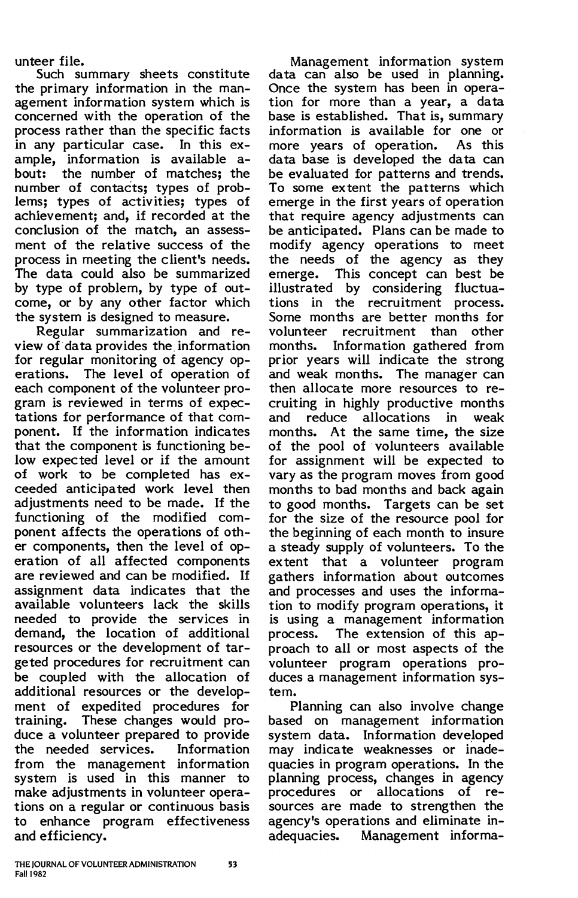unteer file.

Such summary sheets constitute the primary information in the management information system which is concerned with the operation of the process rather than the specific facts in any particular case. In this example, information is available about: the number of matches; the number of contacts; types of problems; types of activities; types of achievement; and, if recorded at the conclusion of the match, an assessment of the relative success of the process in meeting the client's needs. The data could also be summarized by type of problem, by type of outcome, or by any other factor which the system is designed to measure.

Regular summarization and review of data provides the information for regular monitoring of agency operations. The level of operation of each component of the volunteer program is reviewed in terms of expectations for performance of that component. If the information indicates that the component is functioning below expected level or if the amount of work to be completed has exceeded anticipated work level then adjustments need to be made. If the functioning of the modified component affects the operations of other components, then the level of operation of all affected components are reviewed and can be modified. If assignment data indicates that the available volunteers lack the skills needed to provide the services in demand, the location of additional resources or the development of targeted procedures for recruitment can be coupled with the allocation of additional resources or the development of expedited procedures for training. These changes would produce a volunteer prepared to provide the needed services. Information from the management information system is used in this manner to make adjustments in volunteer operations on a regular or continuous basis to enhance program effectiveness and efficiency.

Management information system data can also be used in planning. Once the system has been in operation for more than a year, a data base is established. That is, summary information is available for one or more years of operation. As this data base is developed the data can be evaluated for patterns and trends. To some extent the patterns which emerge in the first years of operation that require agency adjustments can be anticipated. Plans can be made to modify agency operations to meet the needs of the agency as they emerge. This concept can best be illustrated by considering fluctuations in the recruitment process. Some months are better months for volunteer recruitment than other months. Information gathered from prior years will indicate the strong and weak months. The manager can then allocate more resources to recruiting in highly productive months and reduce allocations in weak months. At the same time, the size of the pool of volunteers available for assignment will be expected to vary as the program moves from good months to bad months and back again to good months. Targets can be set for the size of the resource pool for the beginning of each month to insure a steady supply of volunteers. To the extent that a volunteer program gathers information about outcomes and processes and uses the information to modify program operations, it is using a management information process. The extension of this approach to all or most aspects of the volunteer program operations produces a management information system.

Planning can also involve change based on management information system data. Information developed may indicate weaknesses or inadequacies in program operations. In the planning process, changes in agency procedures or allocations of resources are made to strengthen the agency's operations and eliminate inadequacies. Management informa-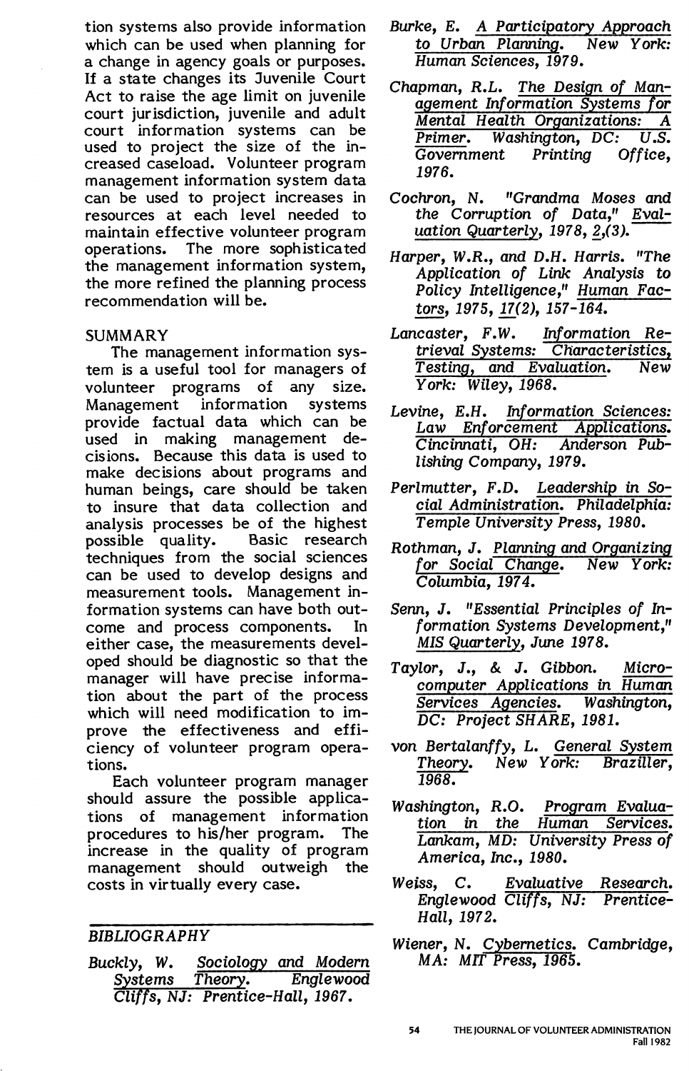tion systems also provide information which can be used when planning for a change in agency goals or purposes. If a state changes its Juvenile Court Act to raise the age limit on juvenile court jurisdiction, juvenile and adult court information systems can be used to project the size of the increased caseload. Volunteer program management information system data can be used to project increases in resources at each level needed to maintain effective volunteer program operations. The more sophisticated the management information system, the more refined the planning process recommendation will be.

## SUMMARY

The management information system is a useful tool for managers of volunteer programs of any size. Management information systems provide factual data which can be used in making management decisions. Because this data is used to make decisions about programs and human beings, care should be taken to insure that data collection and analysis processes be of the highest possible quality. Basic research techniques from the social sciences can be used to develop designs and measurement tools. Management information systems can have both outcome and process components. In either case, the measurements developed should be diagnostic so that the manager will have precise information about the part of the process which will need modification to improve the effectiveness and efficiency of volunteer program operations.

Each volunteer program manager should assure the possible applications of management information procedures to his/her program. The increase in the quality of program management should outweigh the costs in virtually every case.

## BIBLIOGRAPHY

*Buckly, W. Sociology and Modern Systems Theory. Englewood Cliffs, NJ: Prentice-Hall, 1967.*

*Burke, E. A Participatory Approach to Urban Planning. New York: Human Sciences, 1979.*

*Chapman, R.L. The Design of Management Information Systems for Mental Health Organizations: A Primer. Washington, DC: U.S. Government Printing Office, 1976.*

*Cochron, N. "Grandma Moses and the Corruption of Data," Evaluation Quarterly, 1978, 2,(3).*

*Harper, W.R., and D.H. Harris. "The Application of Link Analysis to Policy Intelligence," Human Factors, 1975, 17(2), 157-164.*

*Lancaster, F.W. Information Retrieval Systems: Characteristics, Testing, and Evaluation. New York: Wiley, 1968.*

*Levine, E.H. Information Sciences: Law Enforcement Applications. Cincinnati, OH: Anderson Publishing Company, 1979.*

*Perlmutter, F.D. Leadership in Social Administration. Philadelphia: Temple University Press, 1980.*

*Rothman, J. Planning and Organizing for Social Change. New York: Columbia, 1974.*

*Senn, J. "Essential Principles of Information Systems Development," MIS Quarterly, June 1978.*

*Taylor, J., & J. Gibbon. Microcomputer Applications in Human Services Agencies. Washington, DC: Project SHARE, 1981.*

*von Bertalanffy, L. General System Theory. New York: Braziller, 1968.*

*Washington, R.O. Program Evaluation in the Human Services. Lankam, MD: University Press of America, Inc., 1980.*

*Weiss, C. Evaluative Research. Englewood Cliffs, NJ: Prentice-Hall, 1972.*

*Wiener, N. Cybernetics. Cambridge, MA: MIT Press, 1965.*